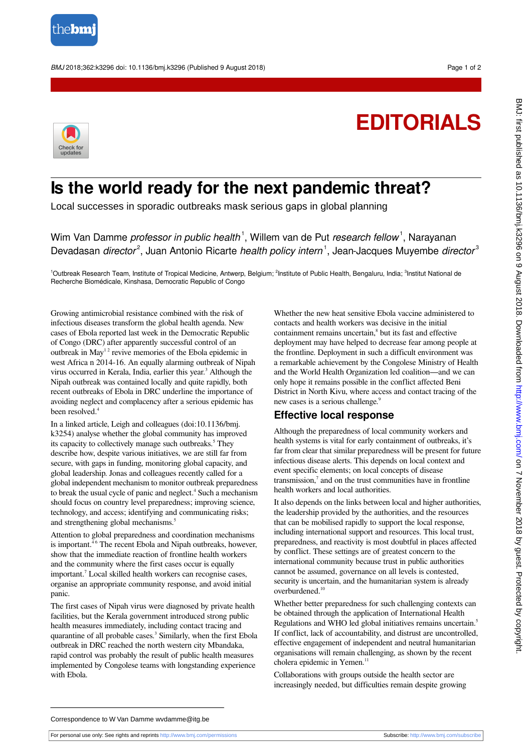EDITORIALS

# Is the world ready for the next pandemic threat?

Local successes in sporadic outbreaks mask serious gaps in global planning

Wim Van Damme *professor in public health*[1], Willem van de Put *research fellow*[1], Narayanan Devadasan *director*[2], Juan Antonio Ricarte *health policy intern*[1], Jean-Jacques Muyembe *director*[3]

[1]Outbreak Research Team, Institute of Tropical Medicine, Antwerp, Belgium; [2]Institute of Public Health, Bengaluru, India; [3]Institut National de Recherche Biomédicale, Kinshasa, Democratic Republic of Congo

Growing antimicrobial resistance combined with the risk of infectious diseases transform the global health agenda. New cases of Ebola reported last week in the Democratic Republic of Congo (DRC) after apparently successful control of an outbreak in May[1,2] revive memories of the Ebola epidemic in west Africa n 2014-16. An equally alarming outbreak of Nipah virus occurred in Kerala, India, earlier this year.[3] Although the Nipah outbreak was contained locally and quite rapidly, both recent outbreaks of Ebola in DRC underline the importance of avoiding neglect and complacency after a serious epidemic has been resolved.[4]

In a linked article, Leigh and colleagues (doi:10.1136/bmj.k3254) analyse whether the global community has improved its capacity to collectively manage such outbreaks.[5] They describe how, despite various initiatives, we are still far from secure, with gaps in funding, monitoring global capacity, and global leadership. Jonas and colleagues recently called for a global independent mechanism to monitor outbreak preparedness to break the usual cycle of panic and neglect.[4] Such a mechanism should focus on country level preparedness; improving science, technology, and access; identifying and communicating risks; and strengthening global mechanisms.[5]

Attention to global preparedness and coordination mechanisms is important.[4,6] The recent Ebola and Nipah outbreaks, however, show that the immediate reaction of frontline health workers and the community where the first cases occur is equally important.[7] Local skilled health workers can recognise cases, organise an appropriate community response, and avoid initial panic.

The first cases of Nipah virus were diagnosed by private health facilities, but the Kerala government introduced strong public health measures immediately, including contact tracing and quarantine of all probable cases.[3] Similarly, when the first Ebola outbreak in DRC reached the north western city Mbandaka, rapid control was probably the result of public health measures implemented by Congolese teams with longstanding experience with Ebola.

Whether the new heat sensitive Ebola vaccine administered to contacts and health workers was decisive in the initial containment remains uncertain,[8] but its fast and effective deployment may have helped to decrease fear among people at the frontline. Deployment in such a difficult environment was a remarkable achievement by the Congolese Ministry of Health and the World Health Organization led coalition—and we can only hope it remains possible in the conflict affected Beni District in North Kivu, where access and contact tracing of the new cases is a serious challenge.[9]

## Effective local response

Although the preparedness of local community workers and health systems is vital for early containment of outbreaks, it's far from clear that similar preparedness will be present for future infectious disease alerts. This depends on local context and event specific elements; on local concepts of disease transmission,[7] and on the trust communities have in frontline health workers and local authorities.

It also depends on the links between local and higher authorities, the leadership provided by the authorities, and the resources that can be mobilised rapidly to support the local response, including international support and resources. This local trust, preparedness, and reactivity is most doubtful in places affected by conflict. These settings are of greatest concern to the international community because trust in public authorities cannot be assumed, governance on all levels is contested, security is uncertain, and the humanitarian system is already overburdened.[10]

Whether better preparedness for such challenging contexts can be obtained through the application of International Health Regulations and WHO led global initiatives remains uncertain.[5] If conflict, lack of accountability, and distrust are uncontrolled, effective engagement of independent and neutral humanitarian organisations will remain challenging, as shown by the recent cholera epidemic in Yemen.[11]

Collaborations with groups outside the health sector are increasingly needed, but difficulties remain despite growing

Correspondence to W Van Damme wvdamme@itg.be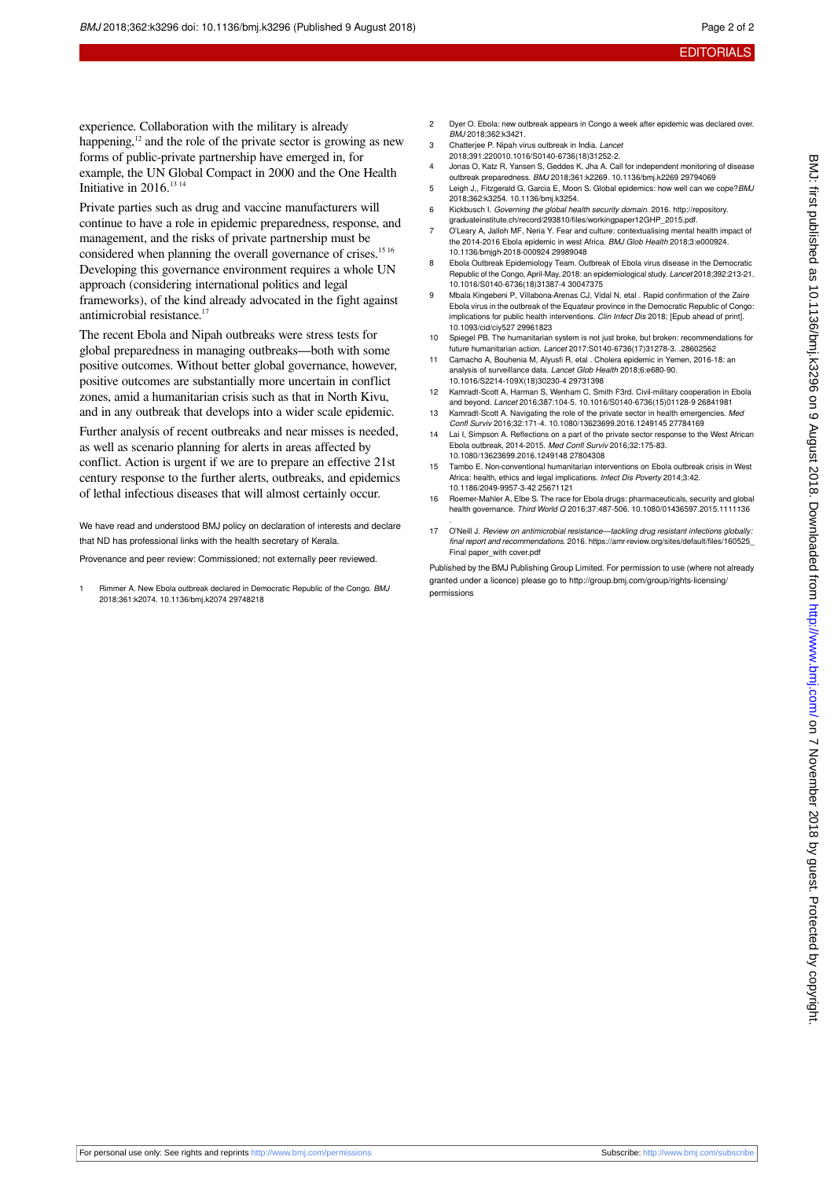experience. Collaboration with the military is already happening,[12] and the role of the private sector is growing as new forms of public-private partnership have emerged in, for example, the UN Global Compact in 2000 and the One Health Initiative in 2016.[13,14]

Private parties such as drug and vaccine manufacturers will continue to have a role in epidemic preparedness, response, and management, and the risks of private partnership must be considered when planning the overall governance of crises.[15,16] Developing this governance environment requires a whole UN approach (considering international politics and legal frameworks), of the kind already advocated in the fight against antimicrobial resistance.[17]

The recent Ebola and Nipah outbreaks were stress tests for global preparedness in managing outbreaks—both with some positive outcomes. Without better global governance, however, positive outcomes are substantially more uncertain in conflict zones, amid a humanitarian crisis such as that in North Kivu, and in any outbreak that develops into a wider scale epidemic.

Further analysis of recent outbreaks and near misses is needed, as well as scenario planning for alerts in areas affected by conflict. Action is urgent if we are to prepare an effective 21st century response to the further alerts, outbreaks, and epidemics of lethal infectious diseases that will almost certainly occur.

We have read and understood BMJ policy on declaration of interests and declare that ND has professional links with the health secretary of Kerala.

Provenance and peer review: Commissioned; not externally peer reviewed.

1. Rimmer A. New Ebola outbreak declared in Democratic Republic of the Congo. *BMJ* 2018;361:k2074. 10.1136/bmj.k2074 29748218
2. Dyer O. Ebola: new outbreak appears in Congo a week after epidemic was declared over. *BMJ* 2018;362:k3421.
3. Chatterjee P. Nipah virus outbreak in India. *Lancet* 2018;391:220010.1016/S0140-6736(18)31252-2.
4. Jonas O, Katz R, Yansen S, Geddes K, Jha A. Call for independent monitoring of disease outbreak preparedness. *BMJ* 2018;361:k2269. 10.1136/bmj.k2269 29794069
5. Leigh J,, Fitzgerald G, Garcia E, Moon S. Global epidemics: how well can we cope?*BMJ* 2018;362:k3254. 10.1136/bmj.k3254.
6. Kickbusch I. *Governing the global health security domain.* 2016. http://repository.graduateinstitute.ch/record/293810/files/workingpaper12GHP_2015.pdf.
7. O'Leary A, Jalloh MF, Neria Y. Fear and culture: contextualising mental health impact of the 2014-2016 Ebola epidemic in west Africa. *BMJ Glob Health* 2018;3:e000924. 10.1136/bmjgh-2018-000924 29989048
8. Ebola Outbreak Epidemiology Team. Outbreak of Ebola virus disease in the Democratic Republic of the Congo, April-May, 2018: an epidemiological study. *Lancet* 2018;392:213-21. 10.1016/S0140-6736(18)31387-4 30047375
9. Mbala Kingebeni P, Villabona-Arenas CJ, Vidal N, etal . Rapid confirmation of the Zaire Ebola virus in the outbreak of the Equateur province in the Democratic Republic of Congo: implications for public health interventions. *Clin Infect Dis* 2018; [Epub ahead of print]. 10.1093/cid/ciy527 29961823
10. Spiegel PB. The humanitarian system is not just broke, but broken: recommendations for future humanitarian action. *Lancet* 2017:S0140-6736(17)31278-3. .28602562
11. Camacho A, Bouhenia M, Alyusfi R, etal . Cholera epidemic in Yemen, 2016-18: an analysis of surveillance data. *Lancet Glob Health* 2018;6:e680-90. 10.1016/S2214-109X(18)30230-4 29731398
12. Kamradt-Scott A, Harman S, Wenham C, Smith F3rd. Civil-military cooperation in Ebola and beyond. *Lancet* 2016;387:104-5. 10.1016/S0140-6736(15)01128-9 26841981
13. Kamradt-Scott A. Navigating the role of the private sector in health emergencies. *Med Confl Surviv* 2016;32:171-4. 10.1080/13623699.2016.1249145 27784169
14. Lai I, Simpson A. Reflections on a part of the private sector response to the West African Ebola outbreak, 2014-2015. *Med Confl Surviv* 2016;32:175-83. 10.1080/13623699.2016.1249148 27804308
15. Tambo E. Non-conventional humanitarian interventions on Ebola outbreak crisis in West Africa: health, ethics and legal implications. *Infect Dis Poverty* 2014;3:42. 10.1186/2049-9957-3-42 25671121
16. Roemer-Mahler A, Elbe S. The race for Ebola drugs: pharmaceuticals, security and global health governance. *Third World Q* 2016;37:487-506. 10.1080/01436597.2015.1111136 .
17. O'Neill J. *Review on antimicrobial resistance—tackling drug resistant infections globally: final report and recommendations.* 2016. https://amr-review.org/sites/default/files/160525_Final paper_with cover.pdf

Published by the BMJ Publishing Group Limited. For permission to use (where not already granted under a licence) please go to http://group.bmj.com/group/rights-licensing/permissions